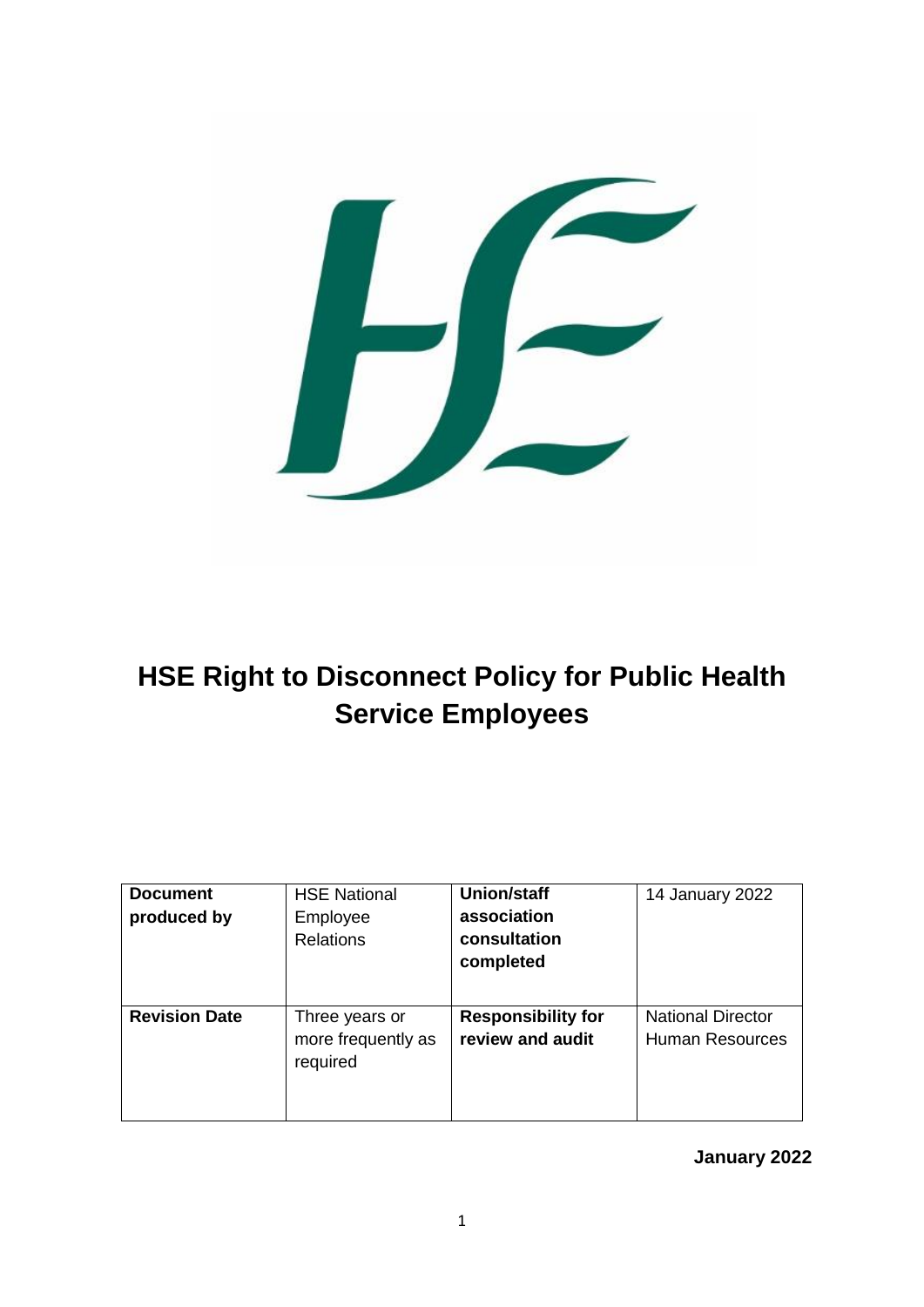# HSE Right to Disconnect Policy for Public Health Service Employees

| **Document produced by** | HSE National Employee Relations | **Union/staff association consultation completed** | 14 January 2022 |
| --- | --- | --- | --- |
| **Revision Date** | Three years or more frequently as required | **Responsibility for review and audit** | National Director Human Resources |

**January 2022**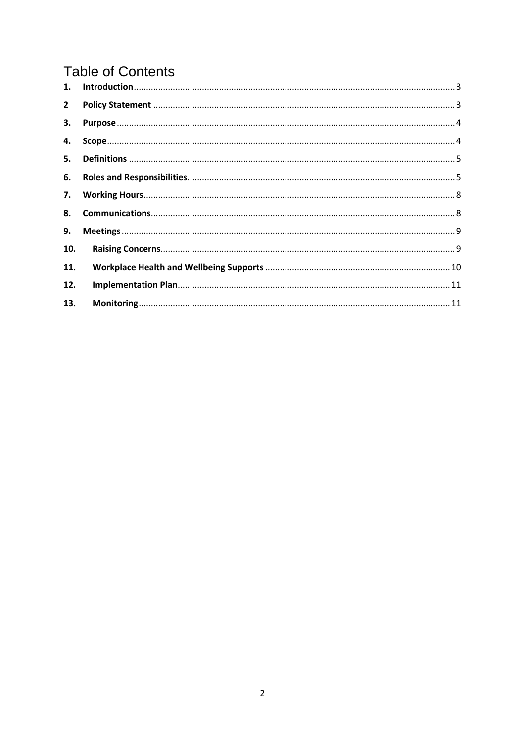# Table of Contents

1. **Introduction** ... 3
2. **Policy Statement** ... 3
3. **Purpose** ... 4
4. **Scope** ... 4
5. **Definitions** ... 5
6. **Roles and Responsibilities** ... 5
7. **Working Hours** ... 8
8. **Communications** ... 8
9. **Meetings** ... 9
10. **Raising Concerns** ... 9
11. **Workplace Health and Wellbeing Supports** ... 10
12. **Implementation Plan** ... 11
13. **Monitoring** ... 11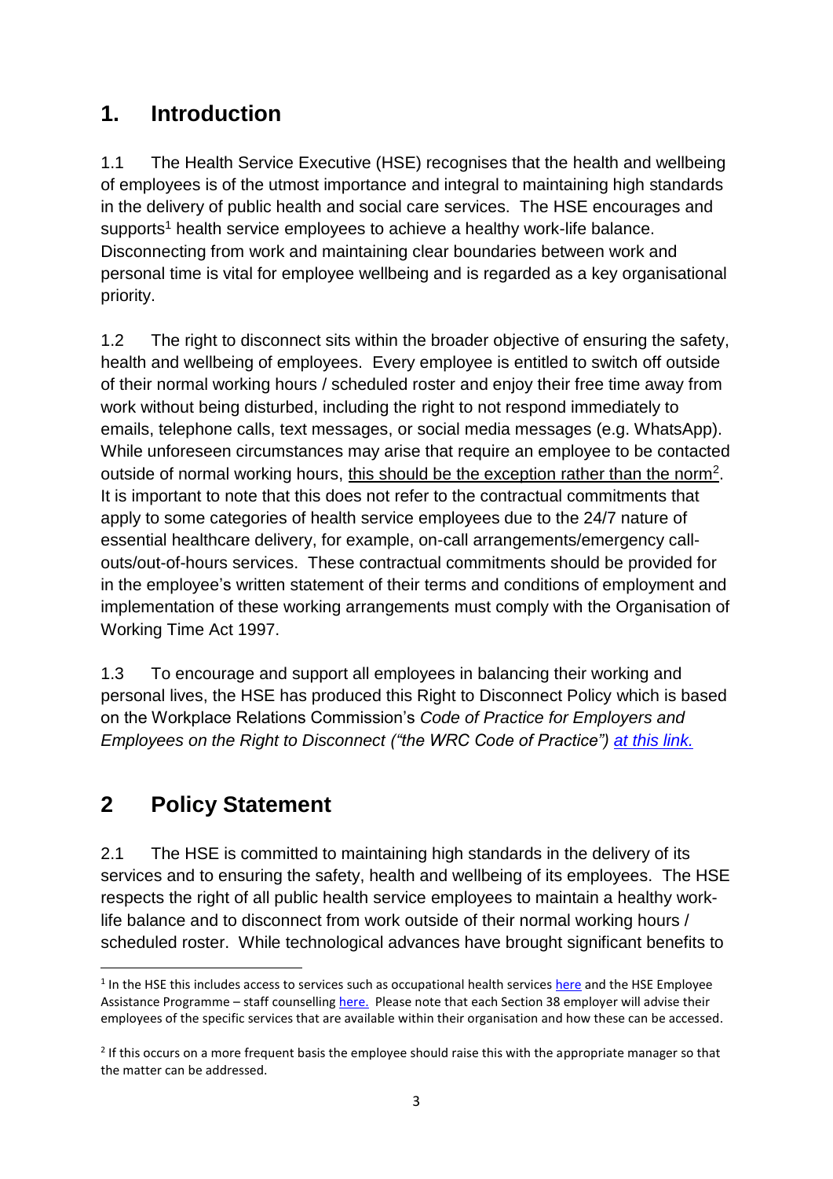## 1. Introduction

1.1 The Health Service Executive (HSE) recognises that the health and wellbeing of employees is of the utmost importance and integral to maintaining high standards in the delivery of public health and social care services. The HSE encourages and supports[1] health service employees to achieve a healthy work-life balance. Disconnecting from work and maintaining clear boundaries between work and personal time is vital for employee wellbeing and is regarded as a key organisational priority.

1.2 The right to disconnect sits within the broader objective of ensuring the safety, health and wellbeing of employees. Every employee is entitled to switch off outside of their normal working hours / scheduled roster and enjoy their free time away from work without being disturbed, including the right to not respond immediately to emails, telephone calls, text messages, or social media messages (e.g. WhatsApp). While unforeseen circumstances may arise that require an employee to be contacted outside of normal working hours, <u>this should be the exception rather than the norm</u>[2]. It is important to note that this does not refer to the contractual commitments that apply to some categories of health service employees due to the 24/7 nature of essential healthcare delivery, for example, on-call arrangements/emergency call-outs/out-of-hours services. These contractual commitments should be provided for in the employee's written statement of their terms and conditions of employment and implementation of these working arrangements must comply with the Organisation of Working Time Act 1997.

1.3 To encourage and support all employees in balancing their working and personal lives, the HSE has produced this Right to Disconnect Policy which is based on the Workplace Relations Commission's *Code of Practice for Employers and Employees on the Right to Disconnect ("the WRC Code of Practice") at this link.*

## 2 Policy Statement

2.1 The HSE is committed to maintaining high standards in the delivery of its services and to ensuring the safety, health and wellbeing of its employees. The HSE respects the right of all public health service employees to maintain a healthy work-life balance and to disconnect from work outside of their normal working hours / scheduled roster. While technological advances have brought significant benefits to

---

[1] In the HSE this includes access to services such as occupational health services here and the HSE Employee Assistance Programme – staff counselling here. Please note that each Section 38 employer will advise their employees of the specific services that are available within their organisation and how these can be accessed.

[2] If this occurs on a more frequent basis the employee should raise this with the appropriate manager so that the matter can be addressed.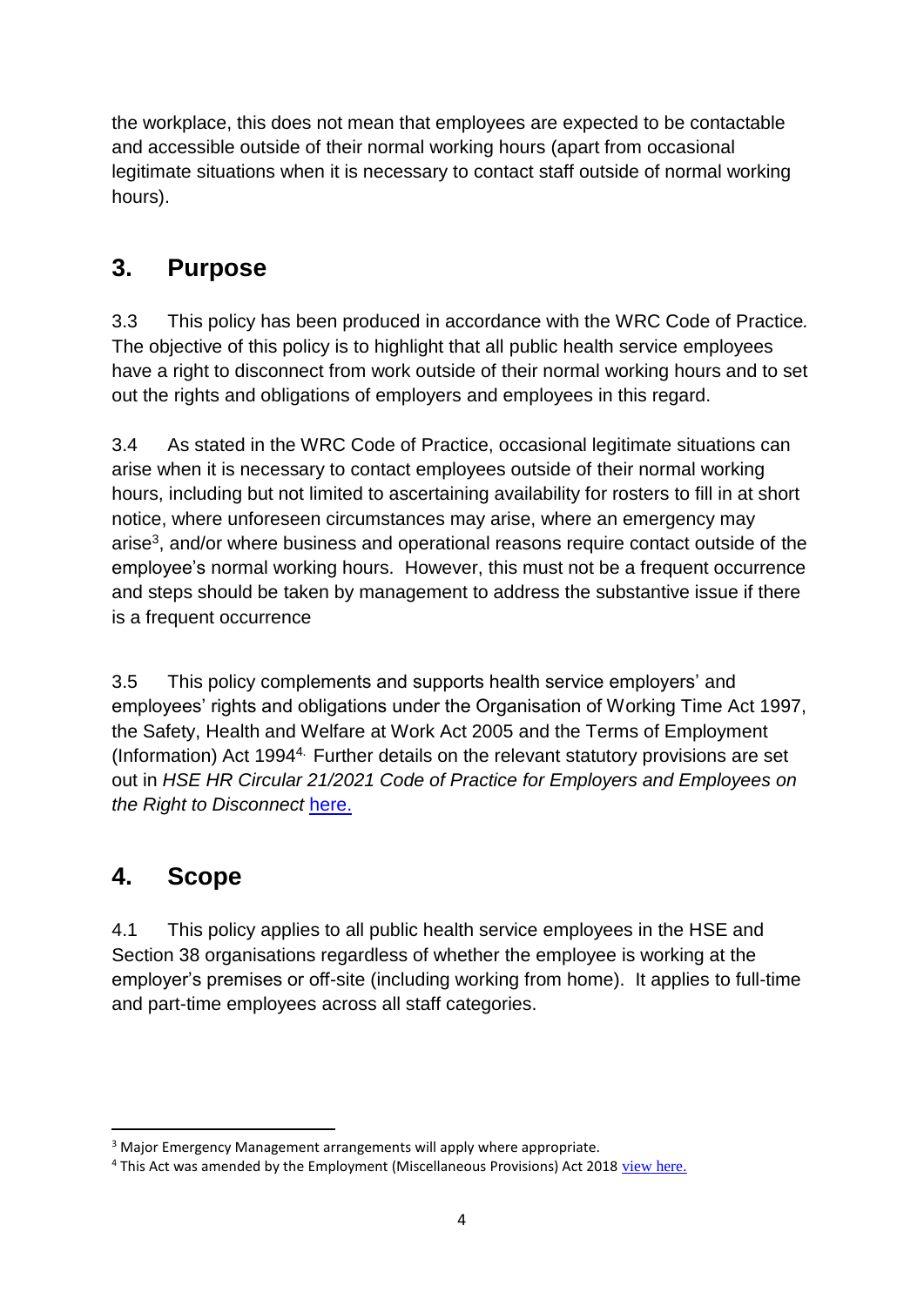the workplace, this does not mean that employees are expected to be contactable and accessible outside of their normal working hours (apart from occasional legitimate situations when it is necessary to contact staff outside of normal working hours).

## 3. Purpose

3.3 This policy has been produced in accordance with the WRC Code of Practice*.* The objective of this policy is to highlight that all public health service employees have a right to disconnect from work outside of their normal working hours and to set out the rights and obligations of employers and employees in this regard.

3.4 As stated in the WRC Code of Practice, occasional legitimate situations can arise when it is necessary to contact employees outside of their normal working hours, including but not limited to ascertaining availability for rosters to fill in at short notice, where unforeseen circumstances may arise, where an emergency may arise[3], and/or where business and operational reasons require contact outside of the employee's normal working hours. However, this must not be a frequent occurrence and steps should be taken by management to address the substantive issue if there is a frequent occurrence

3.5 This policy complements and supports health service employers' and employees' rights and obligations under the Organisation of Working Time Act 1997, the Safety, Health and Welfare at Work Act 2005 and the Terms of Employment (Information) Act 1994[4]. Further details on the relevant statutory provisions are set out in *HSE HR Circular 21/2021 Code of Practice for Employers and Employees on the Right to Disconnect* here.

## 4. Scope

4.1 This policy applies to all public health service employees in the HSE and Section 38 organisations regardless of whether the employee is working at the employer's premises or off-site (including working from home). It applies to full-time and part-time employees across all staff categories.

---

[3] Major Emergency Management arrangements will apply where appropriate.

[4] This Act was amended by the Employment (Miscellaneous Provisions) Act 2018 view here.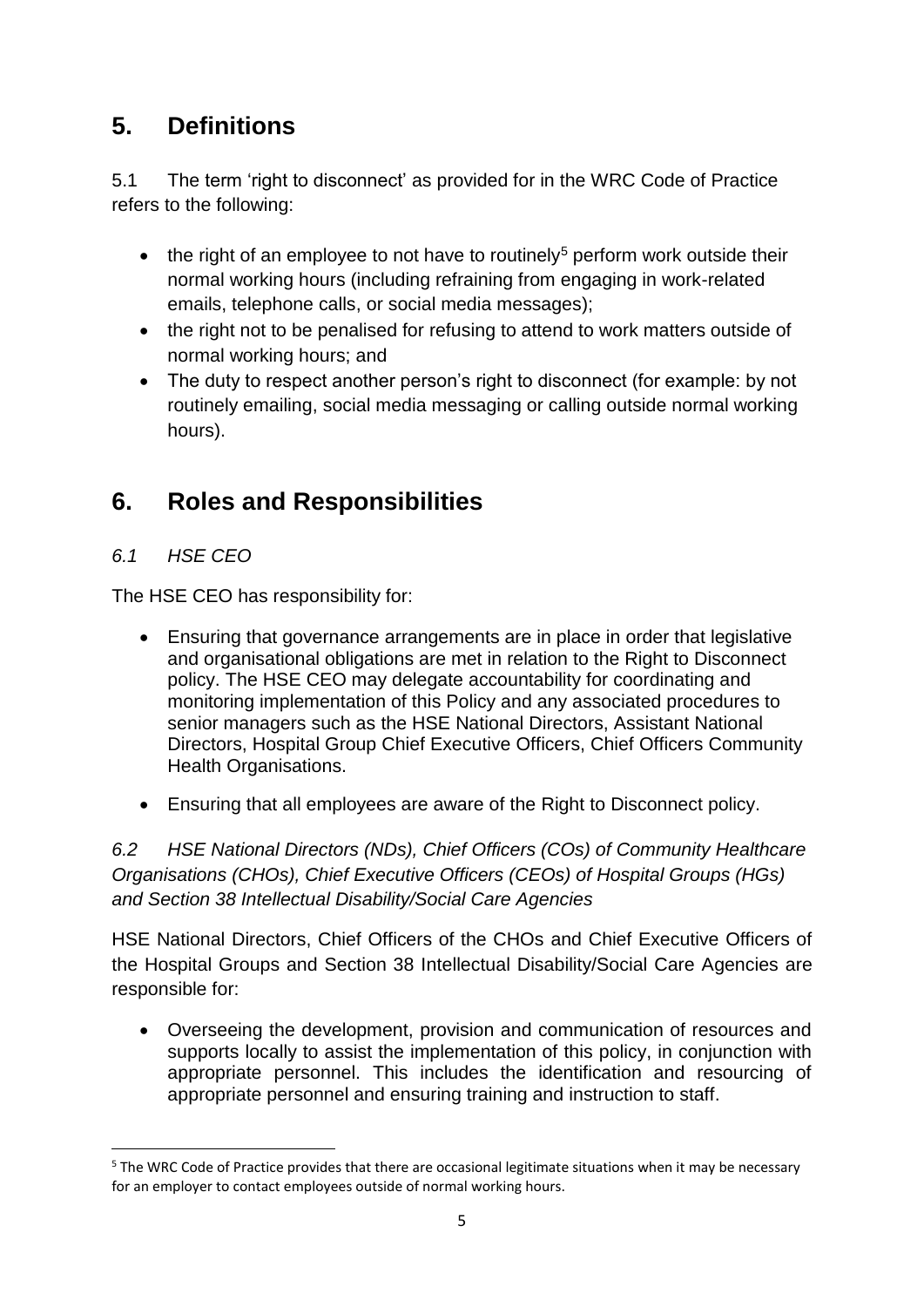## 5. Definitions

5.1 The term 'right to disconnect' as provided for in the WRC Code of Practice refers to the following:

- the right of an employee to not have to routinely[5] perform work outside their normal working hours (including refraining from engaging in work-related emails, telephone calls, or social media messages);
- the right not to be penalised for refusing to attend to work matters outside of normal working hours; and
- The duty to respect another person's right to disconnect (for example: by not routinely emailing, social media messaging or calling outside normal working hours).

## 6. Roles and Responsibilities

### *6.1 HSE CEO*

The HSE CEO has responsibility for:

- Ensuring that governance arrangements are in place in order that legislative and organisational obligations are met in relation to the Right to Disconnect policy. The HSE CEO may delegate accountability for coordinating and monitoring implementation of this Policy and any associated procedures to senior managers such as the HSE National Directors, Assistant National Directors, Hospital Group Chief Executive Officers, Chief Officers Community Health Organisations.
- Ensuring that all employees are aware of the Right to Disconnect policy.

### *6.2 HSE National Directors (NDs), Chief Officers (COs) of Community Healthcare Organisations (CHOs), Chief Executive Officers (CEOs) of Hospital Groups (HGs) and Section 38 Intellectual Disability/Social Care Agencies*

HSE National Directors, Chief Officers of the CHOs and Chief Executive Officers of the Hospital Groups and Section 38 Intellectual Disability/Social Care Agencies are responsible for:

- Overseeing the development, provision and communication of resources and supports locally to assist the implementation of this policy, in conjunction with appropriate personnel. This includes the identification and resourcing of appropriate personnel and ensuring training and instruction to staff.

[5] The WRC Code of Practice provides that there are occasional legitimate situations when it may be necessary for an employer to contact employees outside of normal working hours.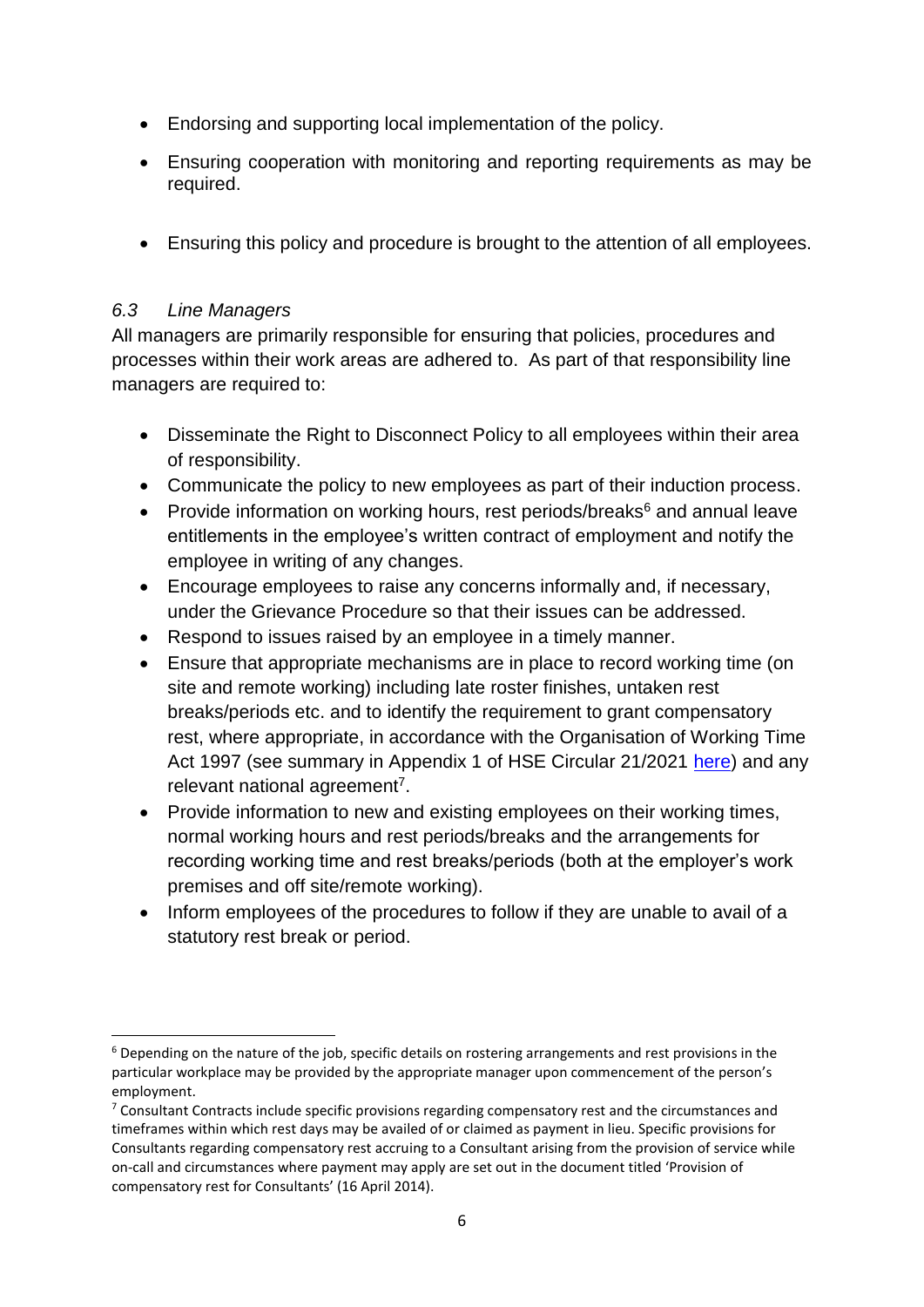- Endorsing and supporting local implementation of the policy.
- Ensuring cooperation with monitoring and reporting requirements as may be required.
- Ensuring this policy and procedure is brought to the attention of all employees.

### *6.3 Line Managers*

All managers are primarily responsible for ensuring that policies, procedures and processes within their work areas are adhered to. As part of that responsibility line managers are required to:

- Disseminate the Right to Disconnect Policy to all employees within their area of responsibility.
- Communicate the policy to new employees as part of their induction process.
- Provide information on working hours, rest periods/breaks[6] and annual leave entitlements in the employee's written contract of employment and notify the employee in writing of any changes.
- Encourage employees to raise any concerns informally and, if necessary, under the Grievance Procedure so that their issues can be addressed.
- Respond to issues raised by an employee in a timely manner.
- Ensure that appropriate mechanisms are in place to record working time (on site and remote working) including late roster finishes, untaken rest breaks/periods etc. and to identify the requirement to grant compensatory rest, where appropriate, in accordance with the Organisation of Working Time Act 1997 (see summary in Appendix 1 of HSE Circular 21/2021 here) and any relevant national agreement[7].
- Provide information to new and existing employees on their working times, normal working hours and rest periods/breaks and the arrangements for recording working time and rest breaks/periods (both at the employer's work premises and off site/remote working).
- Inform employees of the procedures to follow if they are unable to avail of a statutory rest break or period.

---

[6] Depending on the nature of the job, specific details on rostering arrangements and rest provisions in the particular workplace may be provided by the appropriate manager upon commencement of the person's employment.

[7] Consultant Contracts include specific provisions regarding compensatory rest and the circumstances and timeframes within which rest days may be availed of or claimed as payment in lieu. Specific provisions for Consultants regarding compensatory rest accruing to a Consultant arising from the provision of service while on-call and circumstances where payment may apply are set out in the document titled 'Provision of compensatory rest for Consultants' (16 April 2014).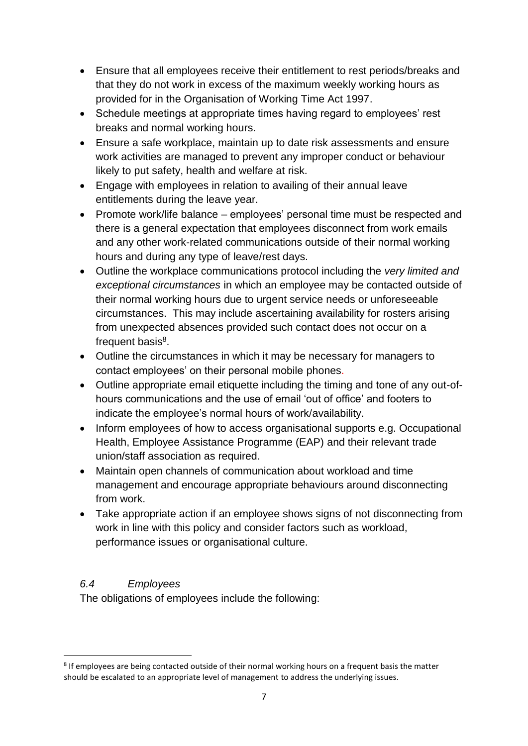- Ensure that all employees receive their entitlement to rest periods/breaks and that they do not work in excess of the maximum weekly working hours as provided for in the Organisation of Working Time Act 1997.
- Schedule meetings at appropriate times having regard to employees' rest breaks and normal working hours.
- Ensure a safe workplace, maintain up to date risk assessments and ensure work activities are managed to prevent any improper conduct or behaviour likely to put safety, health and welfare at risk.
- Engage with employees in relation to availing of their annual leave entitlements during the leave year.
- Promote work/life balance – employees' personal time must be respected and there is a general expectation that employees disconnect from work emails and any other work-related communications outside of their normal working hours and during any type of leave/rest days.
- Outline the workplace communications protocol including the *very limited and exceptional circumstances* in which an employee may be contacted outside of their normal working hours due to urgent service needs or unforeseeable circumstances. This may include ascertaining availability for rosters arising from unexpected absences provided such contact does not occur on a frequent basis[8].
- Outline the circumstances in which it may be necessary for managers to contact employees' on their personal mobile phones.
- Outline appropriate email etiquette including the timing and tone of any out-of-hours communications and the use of email 'out of office' and footers to indicate the employee's normal hours of work/availability.
- Inform employees of how to access organisational supports e.g. Occupational Health, Employee Assistance Programme (EAP) and their relevant trade union/staff association as required.
- Maintain open channels of communication about workload and time management and encourage appropriate behaviours around disconnecting from work.
- Take appropriate action if an employee shows signs of not disconnecting from work in line with this policy and consider factors such as workload, performance issues or organisational culture.

### *6.4 Employees*

The obligations of employees include the following:

[8] If employees are being contacted outside of their normal working hours on a frequent basis the matter should be escalated to an appropriate level of management to address the underlying issues.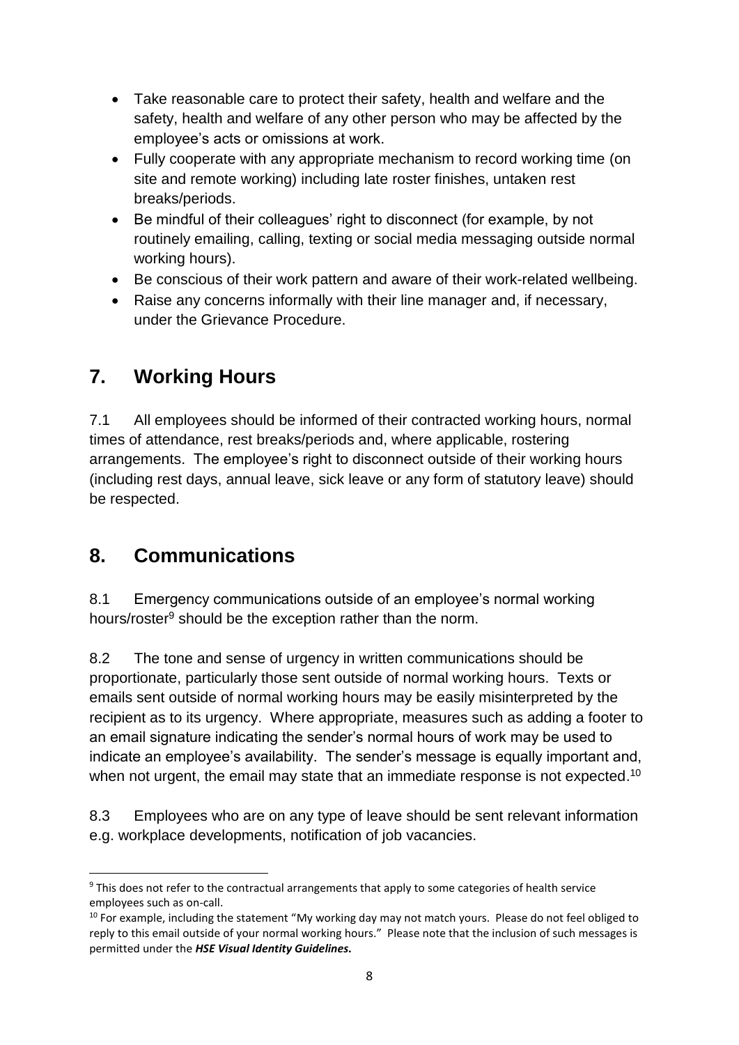- Take reasonable care to protect their safety, health and welfare and the safety, health and welfare of any other person who may be affected by the employee's acts or omissions at work.
- Fully cooperate with any appropriate mechanism to record working time (on site and remote working) including late roster finishes, untaken rest breaks/periods.
- Be mindful of their colleagues' right to disconnect (for example, by not routinely emailing, calling, texting or social media messaging outside normal working hours).
- Be conscious of their work pattern and aware of their work-related wellbeing.
- Raise any concerns informally with their line manager and, if necessary, under the Grievance Procedure.

## 7. Working Hours

7.1 All employees should be informed of their contracted working hours, normal times of attendance, rest breaks/periods and, where applicable, rostering arrangements. The employee's right to disconnect outside of their working hours (including rest days, annual leave, sick leave or any form of statutory leave) should be respected.

## 8. Communications

8.1 Emergency communications outside of an employee's normal working hours/roster[9] should be the exception rather than the norm.

8.2 The tone and sense of urgency in written communications should be proportionate, particularly those sent outside of normal working hours. Texts or emails sent outside of normal working hours may be easily misinterpreted by the recipient as to its urgency. Where appropriate, measures such as adding a footer to an email signature indicating the sender's normal hours of work may be used to indicate an employee's availability. The sender's message is equally important and, when not urgent, the email may state that an immediate response is not expected.[10]

8.3 Employees who are on any type of leave should be sent relevant information e.g. workplace developments, notification of job vacancies.

---

[9] This does not refer to the contractual arrangements that apply to some categories of health service employees such as on-call.

[10] For example, including the statement "My working day may not match yours. Please do not feel obliged to reply to this email outside of your normal working hours." Please note that the inclusion of such messages is permitted under the ***HSE Visual Identity Guidelines.***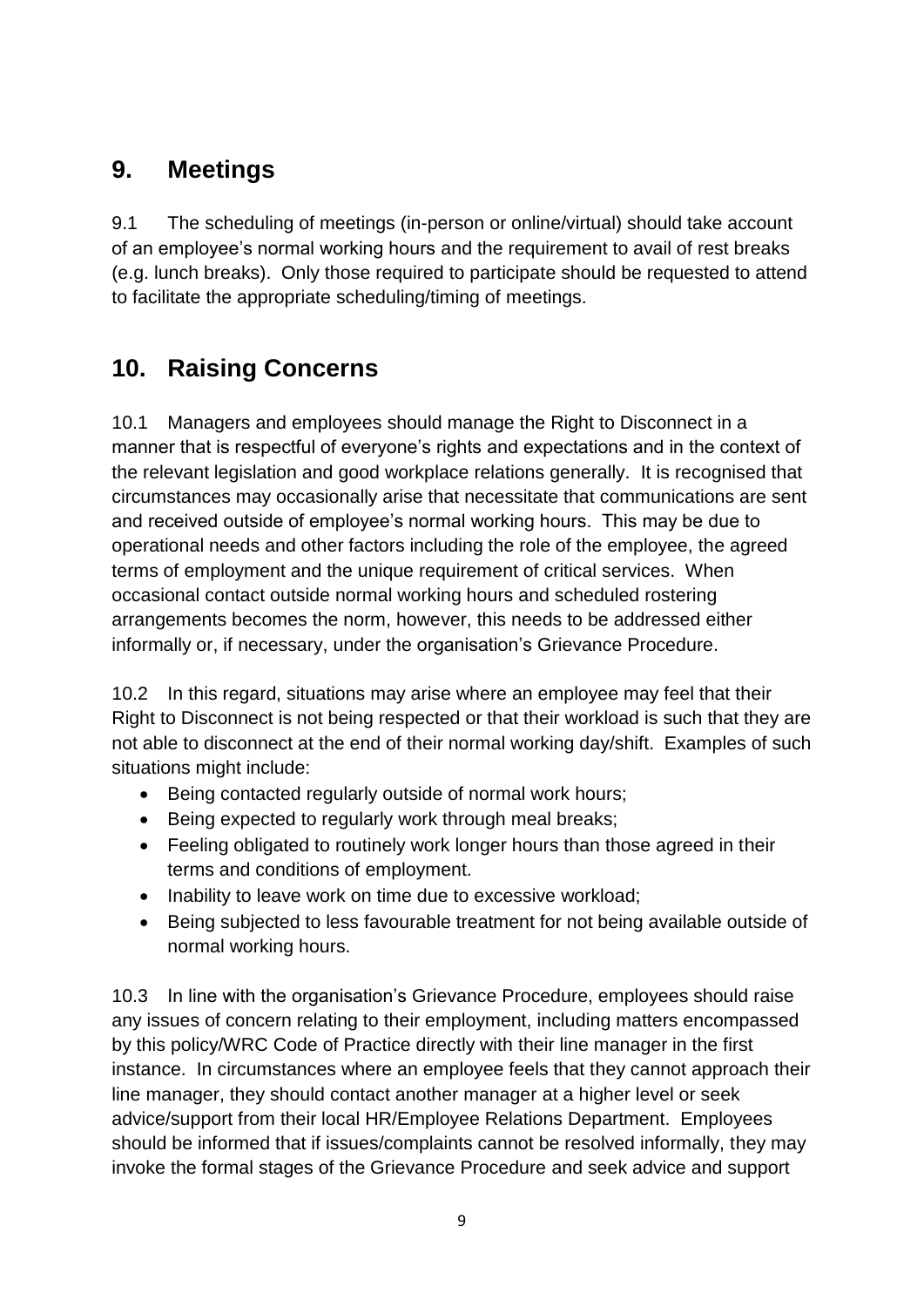## 9. Meetings

9.1 The scheduling of meetings (in-person or online/virtual) should take account of an employee's normal working hours and the requirement to avail of rest breaks (e.g. lunch breaks). Only those required to participate should be requested to attend to facilitate the appropriate scheduling/timing of meetings.

## 10. Raising Concerns

10.1 Managers and employees should manage the Right to Disconnect in a manner that is respectful of everyone's rights and expectations and in the context of the relevant legislation and good workplace relations generally. It is recognised that circumstances may occasionally arise that necessitate that communications are sent and received outside of employee's normal working hours. This may be due to operational needs and other factors including the role of the employee, the agreed terms of employment and the unique requirement of critical services. When occasional contact outside normal working hours and scheduled rostering arrangements becomes the norm, however, this needs to be addressed either informally or, if necessary, under the organisation's Grievance Procedure.

10.2 In this regard, situations may arise where an employee may feel that their Right to Disconnect is not being respected or that their workload is such that they are not able to disconnect at the end of their normal working day/shift. Examples of such situations might include:

- Being contacted regularly outside of normal work hours;
- Being expected to regularly work through meal breaks;
- Feeling obligated to routinely work longer hours than those agreed in their terms and conditions of employment.
- Inability to leave work on time due to excessive workload;
- Being subjected to less favourable treatment for not being available outside of normal working hours.

10.3 In line with the organisation's Grievance Procedure, employees should raise any issues of concern relating to their employment, including matters encompassed by this policy/WRC Code of Practice directly with their line manager in the first instance. In circumstances where an employee feels that they cannot approach their line manager, they should contact another manager at a higher level or seek advice/support from their local HR/Employee Relations Department. Employees should be informed that if issues/complaints cannot be resolved informally, they may invoke the formal stages of the Grievance Procedure and seek advice and support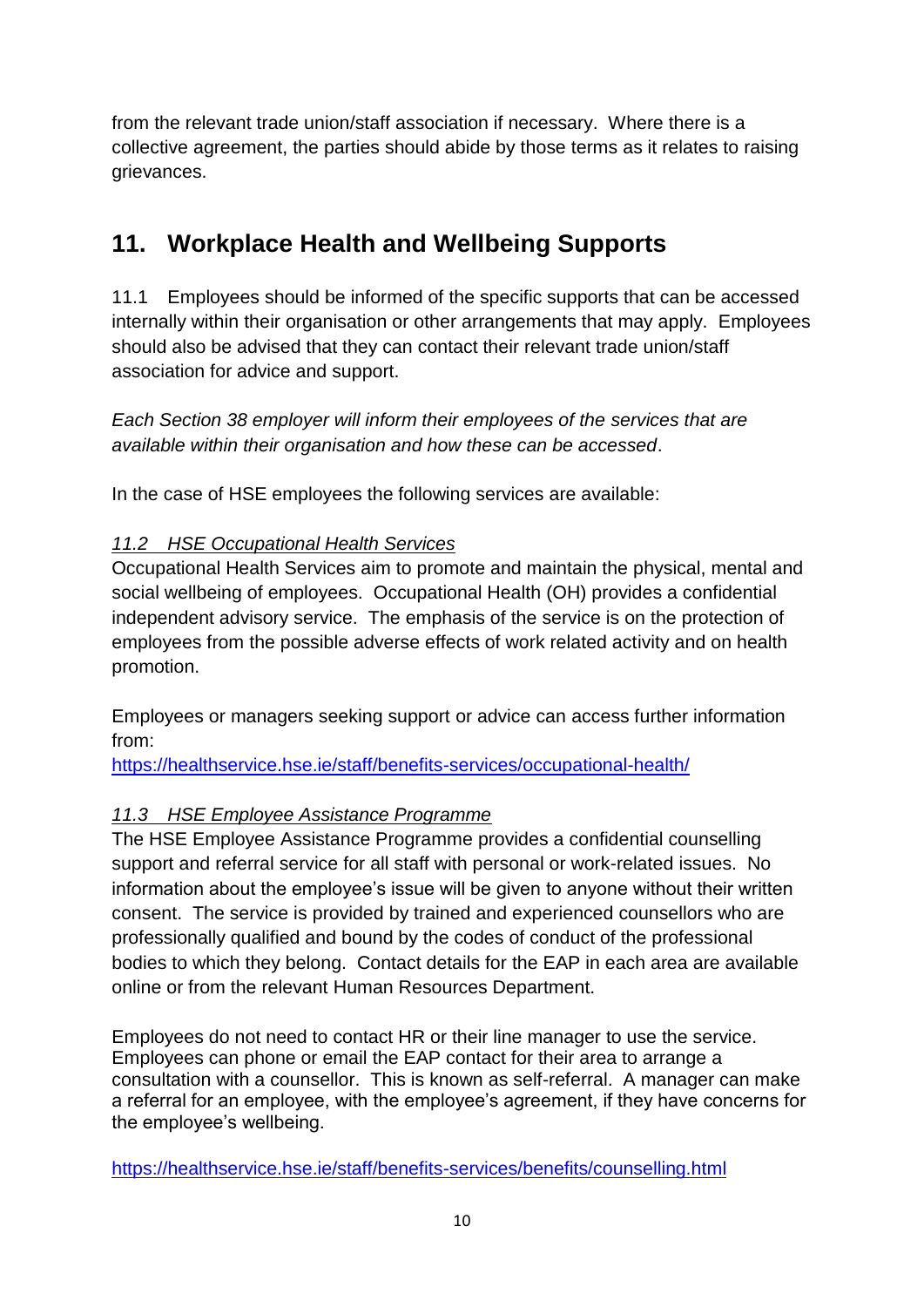from the relevant trade union/staff association if necessary. Where there is a collective agreement, the parties should abide by those terms as it relates to raising grievances.

## 11. Workplace Health and Wellbeing Supports

11.1 Employees should be informed of the specific supports that can be accessed internally within their organisation or other arrangements that may apply. Employees should also be advised that they can contact their relevant trade union/staff association for advice and support.

*Each Section 38 employer will inform their employees of the services that are available within their organisation and how these can be accessed*.

In the case of HSE employees the following services are available:

### *11.2 HSE Occupational Health Services*

Occupational Health Services aim to promote and maintain the physical, mental and social wellbeing of employees. Occupational Health (OH) provides a confidential independent advisory service. The emphasis of the service is on the protection of employees from the possible adverse effects of work related activity and on health promotion.

Employees or managers seeking support or advice can access further information from:
https://healthservice.hse.ie/staff/benefits-services/occupational-health/

### *11.3 HSE Employee Assistance Programme*

The HSE Employee Assistance Programme provides a confidential counselling support and referral service for all staff with personal or work-related issues. No information about the employee's issue will be given to anyone without their written consent. The service is provided by trained and experienced counsellors who are professionally qualified and bound by the codes of conduct of the professional bodies to which they belong. Contact details for the EAP in each area are available online or from the relevant Human Resources Department.

Employees do not need to contact HR or their line manager to use the service. Employees can phone or email the EAP contact for their area to arrange a consultation with a counsellor. This is known as self-referral. A manager can make a referral for an employee, with the employee's agreement, if they have concerns for the employee's wellbeing.

https://healthservice.hse.ie/staff/benefits-services/benefits/counselling.html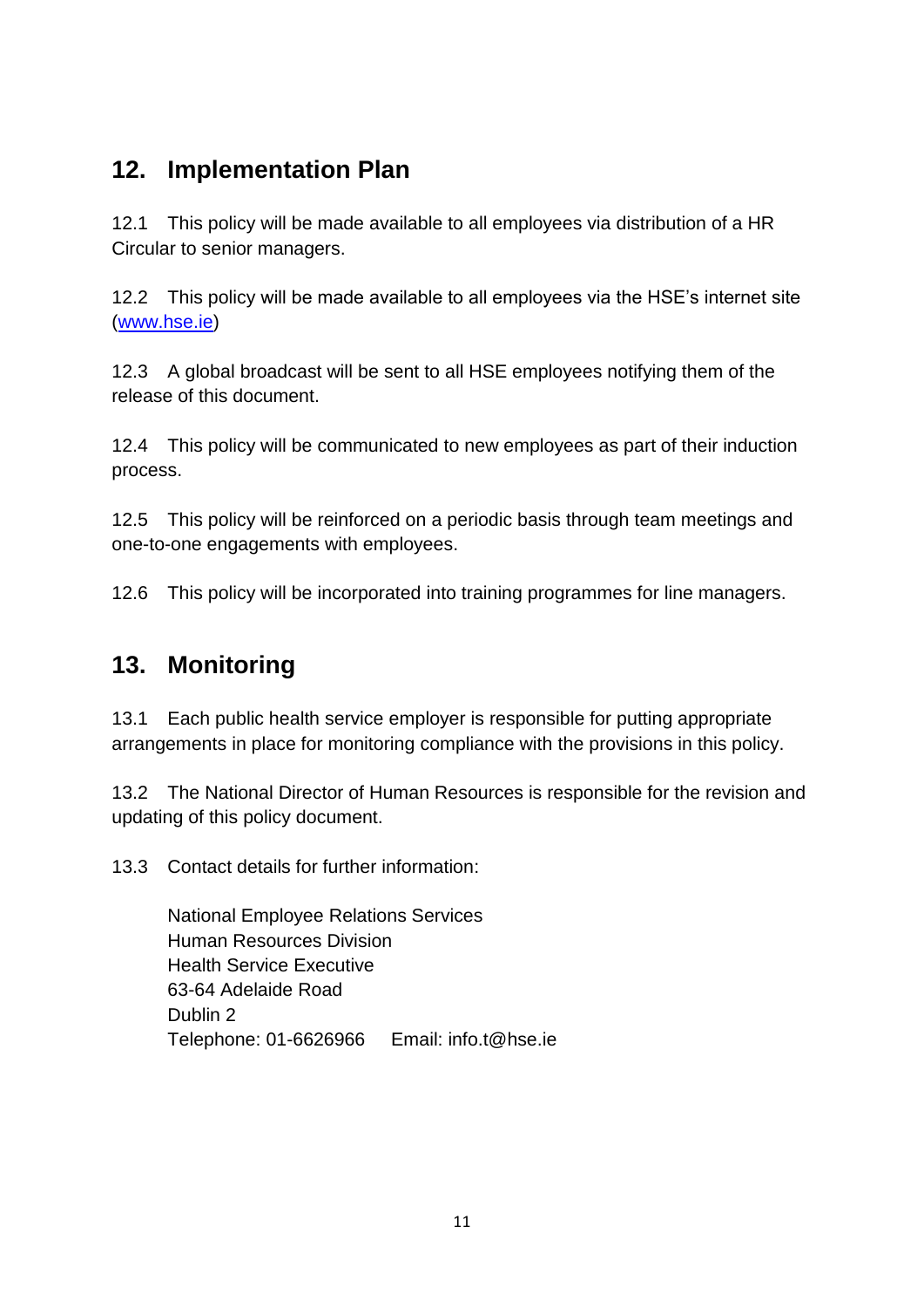## 12. Implementation Plan

12.1 This policy will be made available to all employees via distribution of a HR Circular to senior managers.

12.2 This policy will be made available to all employees via the HSE's internet site (www.hse.ie)

12.3 A global broadcast will be sent to all HSE employees notifying them of the release of this document.

12.4 This policy will be communicated to new employees as part of their induction process.

12.5 This policy will be reinforced on a periodic basis through team meetings and one-to-one engagements with employees.

12.6 This policy will be incorporated into training programmes for line managers.

## 13. Monitoring

13.1 Each public health service employer is responsible for putting appropriate arrangements in place for monitoring compliance with the provisions in this policy.

13.2 The National Director of Human Resources is responsible for the revision and updating of this policy document.

13.3 Contact details for further information:

National Employee Relations Services
Human Resources Division
Health Service Executive
63-64 Adelaide Road
Dublin 2
Telephone: 01-6626966 Email: info.t@hse.ie